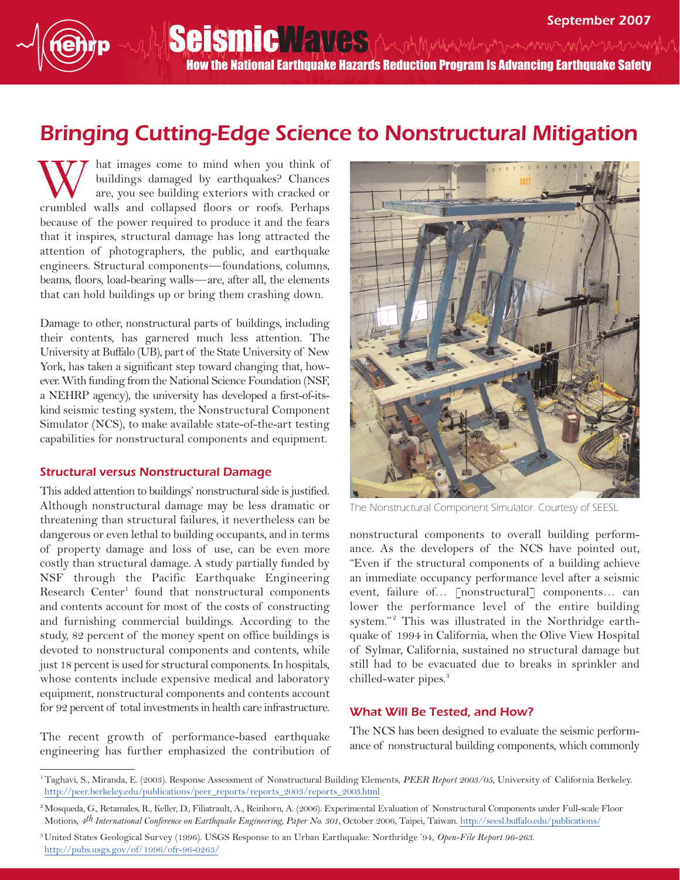# Bringing Cutting-Edge Science to Nonstructural Mitigation

What images come to mind when you think of buildings damaged by earthquakes? Chances are, you see building exteriors with cracked or crumbled walls and collapsed floors or roofs. Perhaps because of the power required to produce it and the fears that it inspires, structural damage has long attracted the attention of photographers, the public, and earthquake engineers. Structural components—foundations, columns, beams, floors, load-bearing walls—are, after all, the elements that can hold buildings up or bring them crashing down.

Damage to other, nonstructural parts of buildings, including their contents, has garnered much less attention. The University at Buffalo (UB), part of the State University of New York, has taken a significant step toward changing that, however. With funding from the National Science Foundation (NSF, a NEHRP agency), the university has developed a first-of-its-kind seismic testing system, the Nonstructural Component Simulator (NCS), to make available state-of-the-art testing capabilities for nonstructural components and equipment.

## Structural versus Nonstructural Damage

This added attention to buildings' nonstructural side is justified. Although nonstructural damage may be less dramatic or threatening than structural failures, it nevertheless can be dangerous or even lethal to building occupants, and in terms of property damage and loss of use, can be even more costly than structural damage. A study partially funded by NSF through the Pacific Earthquake Engineering Research Center[1] found that nonstructural components and contents account for most of the costs of constructing and furnishing commercial buildings. According to the study, 82 percent of the money spent on office buildings is devoted to nonstructural components and contents, while just 18 percent is used for structural components. In hospitals, whose contents include expensive medical and laboratory equipment, nonstructural components and contents account for 92 percent of total investments in health care infrastructure.

The recent growth of performance-based earthquake engineering has further emphasized the contribution of nonstructural components to overall building performance. As the developers of the NCS have pointed out, "Even if the structural components of a building achieve an immediate occupancy performance level after a seismic event, failure of… [nonstructural] components… can lower the performance level of the entire building system."[2] This was illustrated in the Northridge earthquake of 1994 in California, when the Olive View Hospital of Sylmar, California, sustained no structural damage but still had to be evacuated due to breaks in sprinkler and chilled-water pipes.[3]

The Nonstructural Component Simulator. Courtesy of SEESL

## What Will Be Tested, and How?

The NCS has been designed to evaluate the seismic performance of nonstructural building components, which commonly

---

[1] Taghavi, S., Miranda, E. (2003). Response Assessment of Nonstructural Building Elements, *PEER Report 2003/05*, University of California Berkeley. http://peer.berkeley.edu/publications/peer_reports/reports_2003/reports_2003.html

[2] Mosqueda, G., Retamales, R., Keller, D., Filiatrault, A., Reinhorn, A. (2006). Experimental Evaluation of Nonstructural Components under Full-scale Floor Motions, *4th International Conference on Earthquake Engineering, Paper No. 301*, October 2006, Taipei, Taiwan. http://seesl.buffalo.edu/publications/

[3] United States Geological Survey (1996). USGS Response to an Urban Earthquake: Northridge '94, *Open-File Report 96-263*. http://pubs.usgs.gov/of/1996/ofr-96-0263/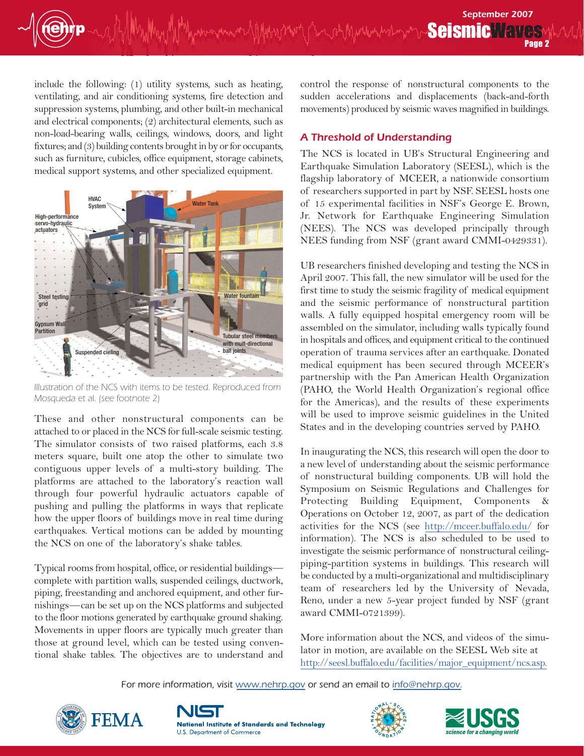include the following: (1) utility systems, such as heating, ventilating, and air conditioning systems, fire detection and suppression systems, plumbing, and other built-in mechanical and electrical components; (2) architectural elements, such as non-load-bearing walls, ceilings, windows, doors, and light fixtures; and (3) building contents brought in by or for occupants, such as furniture, cubicles, office equipment, storage cabinets, medical support systems, and other specialized equipment.

HVAC System

Water Tank

High-performance servo-hydraulic actuators

Steel testing grid

Water fountain

Gypsum Wall Partition

Tubular steel members with mult-directional ball joints

Suspended cieling

*Illustration of the NCS with items to be tested. Reproduced from Mosqueda et al. (see footnote 2)*

These and other nonstructural components can be attached to or placed in the NCS for full-scale seismic testing. The simulator consists of two raised platforms, each 3.8 meters square, built one atop the other to simulate two contiguous upper levels of a multi-story building. The platforms are attached to the laboratory's reaction wall through four powerful hydraulic actuators capable of pushing and pulling the platforms in ways that replicate how the upper floors of buildings move in real time during earthquakes. Vertical motions can be added by mounting the NCS on one of the laboratory's shake tables.

Typical rooms from hospital, office, or residential buildings—complete with partition walls, suspended ceilings, ductwork, piping, freestanding and anchored equipment, and other furnishings—can be set up on the NCS platforms and subjected to the floor motions generated by earthquake ground shaking. Movements in upper floors are typically much greater than those at ground level, which can be tested using conventional shake tables. The objectives are to understand and control the response of nonstructural components to the sudden accelerations and displacements (back-and-forth movements) produced by seismic waves magnified in buildings.

## *A Threshold of Understanding*

The NCS is located in UB's Structural Engineering and Earthquake Simulation Laboratory (SEESL), which is the flagship laboratory of MCEER, a nationwide consortium of researchers supported in part by NSF. SEESL hosts one of 15 experimental facilities in NSF's George E. Brown, Jr. Network for Earthquake Engineering Simulation (NEES). The NCS was developed principally through NEES funding from NSF (grant award CMMI-0429331).

UB researchers finished developing and testing the NCS in April 2007. This fall, the new simulator will be used for the first time to study the seismic fragility of medical equipment and the seismic performance of nonstructural partition walls. A fully equipped hospital emergency room will be assembled on the simulator, including walls typically found in hospitals and offices, and equipment critical to the continued operation of trauma services after an earthquake. Donated medical equipment has been secured through MCEER's partnership with the Pan American Health Organization (PAHO, the World Health Organization's regional office for the Americas), and the results of these experiments will be used to improve seismic guidelines in the United States and in the developing countries served by PAHO.

In inaugurating the NCS, this research will open the door to a new level of understanding about the seismic performance of nonstructural building components. UB will hold the Symposium on Seismic Regulations and Challenges for Protecting Building Equipment, Components & Operations on October 12, 2007, as part of the dedication activities for the NCS (see http://mceer.buffalo.edu/ for information). The NCS is also scheduled to be used to investigate the seismic performance of nonstructural ceiling-piping-partition systems in buildings. This research will be conducted by a multi-organizational and multidisciplinary team of researchers led by the University of Nevada, Reno, under a new 5-year project funded by NSF (grant award CMMI-0721399).

More information about the NCS, and videos of the simulator in motion, are available on the SEESL Web site at http://seesl.buffalo.edu/facilities/major_equipment/ncs.asp.

*For more information, visit www.nehrp.gov or send an email to info@nehrp.gov.*